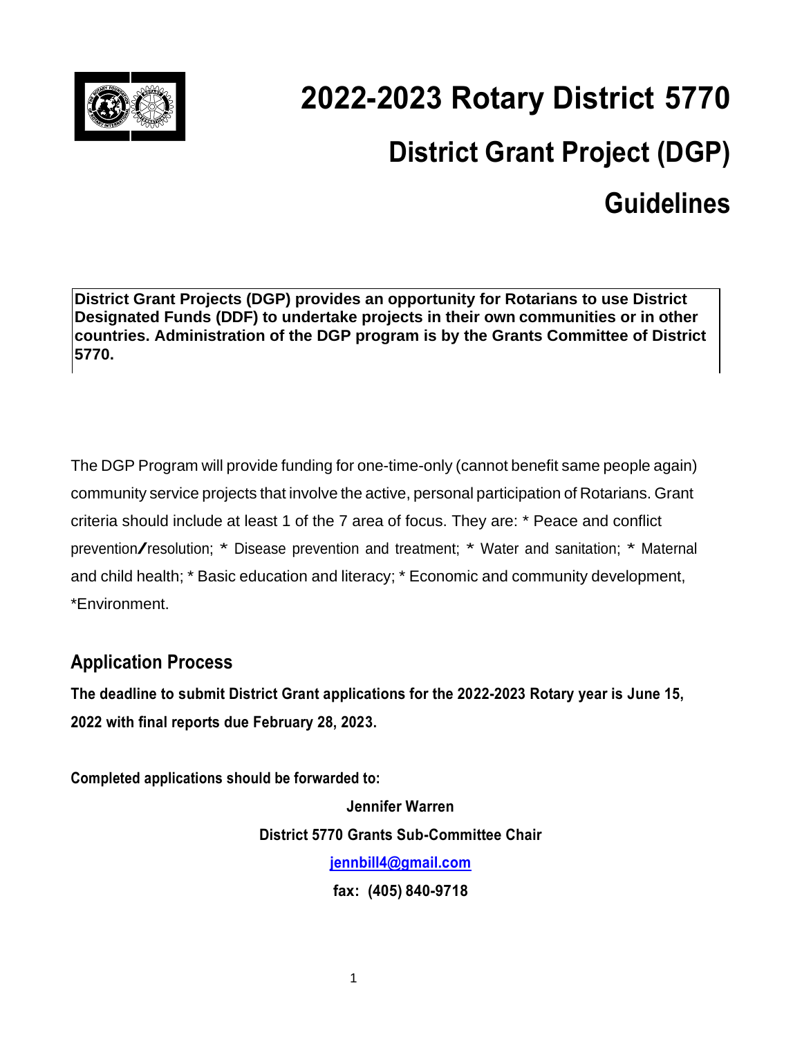# 2022-2023 Rotary District 5770

## District Grant Project (DGP)

## Guidelines

**District Grant Projects (DGP) provides an opportunity for Rotarians to use District Designated Funds (DDF) to undertake projects in their own communities or in other countries. Administration of the DGP program is by the Grants Committee of District 5770.**

The DGP Program will provide funding for one-time-only (cannot benefit same people again) community service projects that involve the active, personal participation of Rotarians. Grant criteria should include at least 1 of the 7 area of focus. They are: * Peace and conflict prevention/resolution; * Disease prevention and treatment; * Water and sanitation; * Maternal and child health; * Basic education and literacy; * Economic and community development, *Environment.

## Application Process

**The deadline to submit District Grant applications for the 2022-2023 Rotary year is June 15, 2022 with final reports due February 28, 2023.**

**Completed applications should be forwarded to:**

**Jennifer Warren**

**District 5770 Grants Sub-Committee Chair**

**jennbill4@gmail.com**

**fax: (405) 840-9718**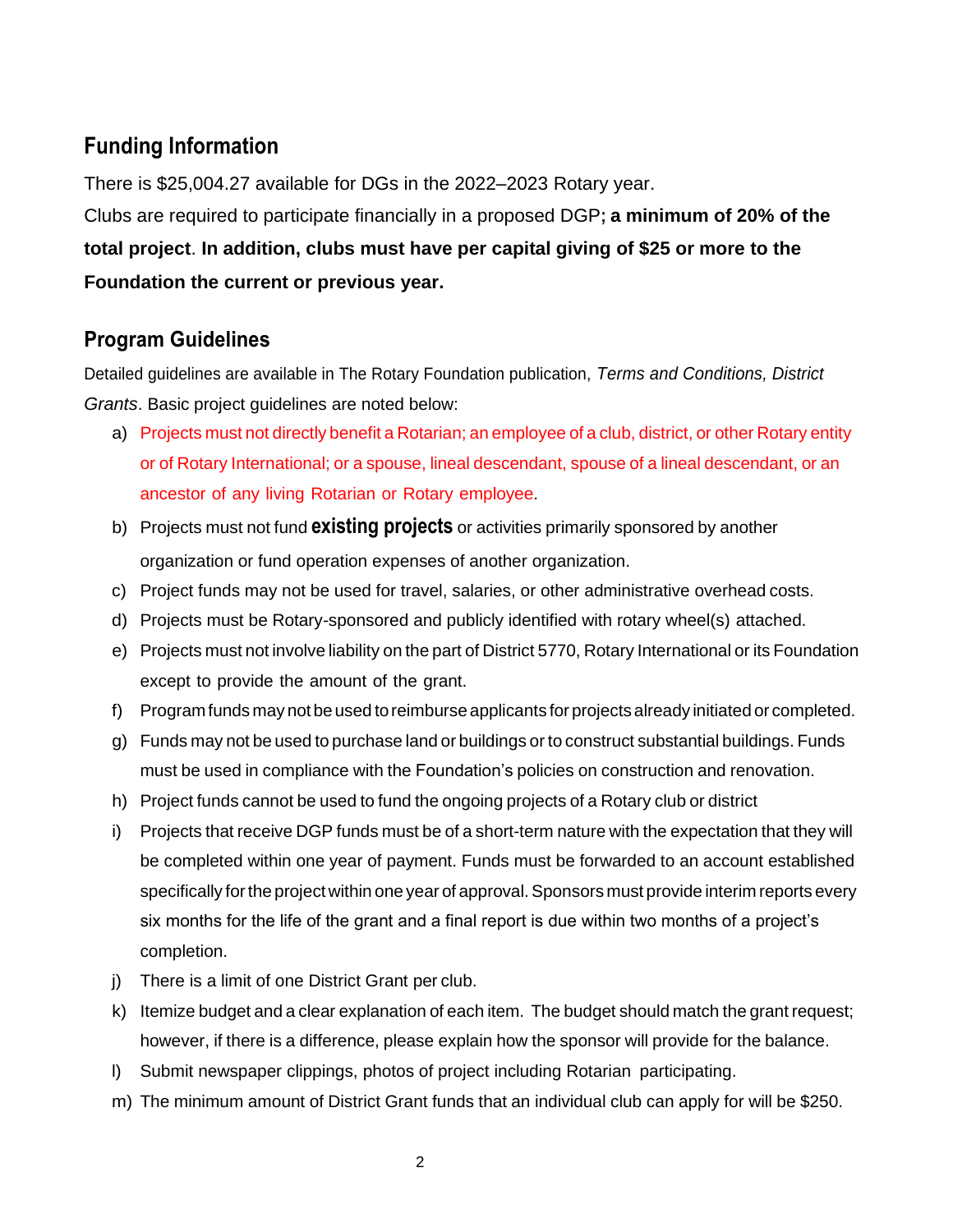## Funding Information

There is $25,004.27 available for DGs in the 2022–2023 Rotary year.

Clients are required to participate financially in a proposed DGP**; a minimum of 20% of the total project**. **In addition, clubs must have per capital giving of $25 or more to the Foundation the current or previous year.**

## Program Guidelines

Detailed guidelines are available in The Rotary Foundation publication, *Terms and Conditions, District Grants*. Basic project guidelines are noted below:

a) Projects must not directly benefit a Rotarian; an employee of a club, district, or other Rotary entity or of Rotary International; or a spouse, lineal descendant, spouse of a lineal descendant, or an ancestor of any living Rotarian or Rotary employee.

b) Projects must not fund **existing projects** or activities primarily sponsored by another organization or fund operation expenses of another organization.

c) Project funds may not be used for travel, salaries, or other administrative overhead costs.

d) Projects must be Rotary-sponsored and publicly identified with rotary wheel(s) attached.

e) Projects must not involve liability on the part of District 5770, Rotary International or its Foundation except to provide the amount of the grant.

f) Program funds may not be used to reimburse applicants for projects already initiated or completed.

g) Funds may not be used to purchase land or buildings or to construct substantial buildings. Funds must be used in compliance with the Foundation's policies on construction and renovation.

h) Project funds cannot be used to fund the ongoing projects of a Rotary club or district

i) Projects that receive DGP funds must be of a short-term nature with the expectation that they will be completed within one year of payment. Funds must be forwarded to an account established specifically for the project within one year of approval. Sponsors must provide interim reports every six months for the life of the grant and a final report is due within two months of a project's completion.

j) There is a limit of one District Grant per club.

k) Itemize budget and a clear explanation of each item. The budget should match the grant request; however, if there is a difference, please explain how the sponsor will provide for the balance.

l) Submit newspaper clippings, photos of project including Rotarian participating.

m) The minimum amount of District Grant funds that an individual club can apply for will be $250.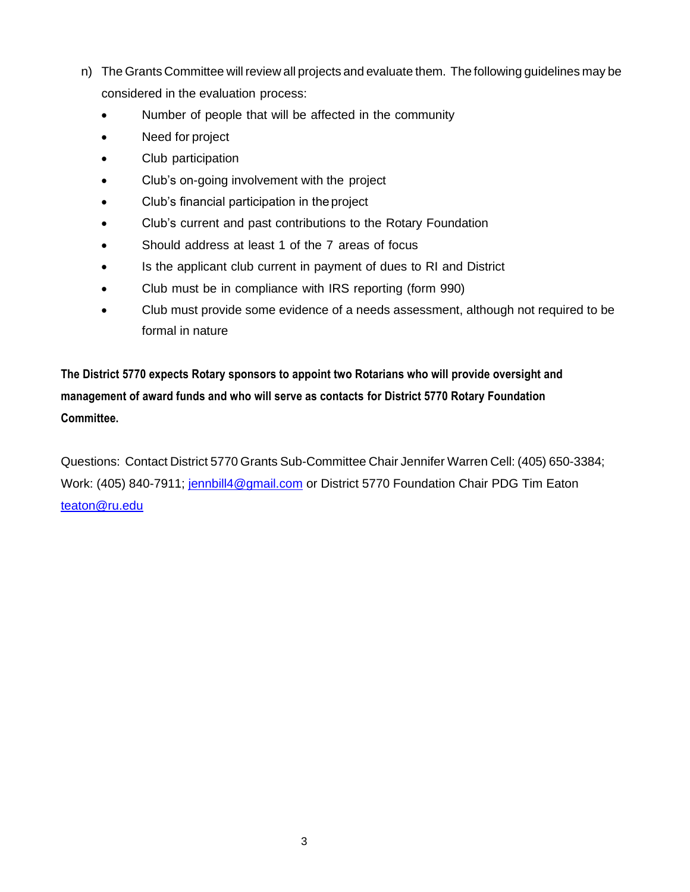n) The Grants Committee will review all projects and evaluate them. The following guidelines may be considered in the evaluation process:

- Number of people that will be affected in the community
- Need for project
- Club participation
- Club's on-going involvement with the project
- Club's financial participation in the project
- Club's current and past contributions to the Rotary Foundation
- Should address at least 1 of the 7 areas of focus
- Is the applicant club current in payment of dues to RI and District
- Club must be in compliance with IRS reporting (form 990)
- Club must provide some evidence of a needs assessment, although not required to be formal in nature

**The District 5770 expects Rotary sponsors to appoint two Rotarians who will provide oversight and management of award funds and who will serve as contacts for District 5770 Rotary Foundation Committee.**

Questions: Contact District 5770 Grants Sub-Committee Chair Jennifer Warren Cell: (405) 650-3384; Work: (405) 840-7911; jennbill4@gmail.com or District 5770 Foundation Chair PDG Tim Eaton teaton@ru.edu